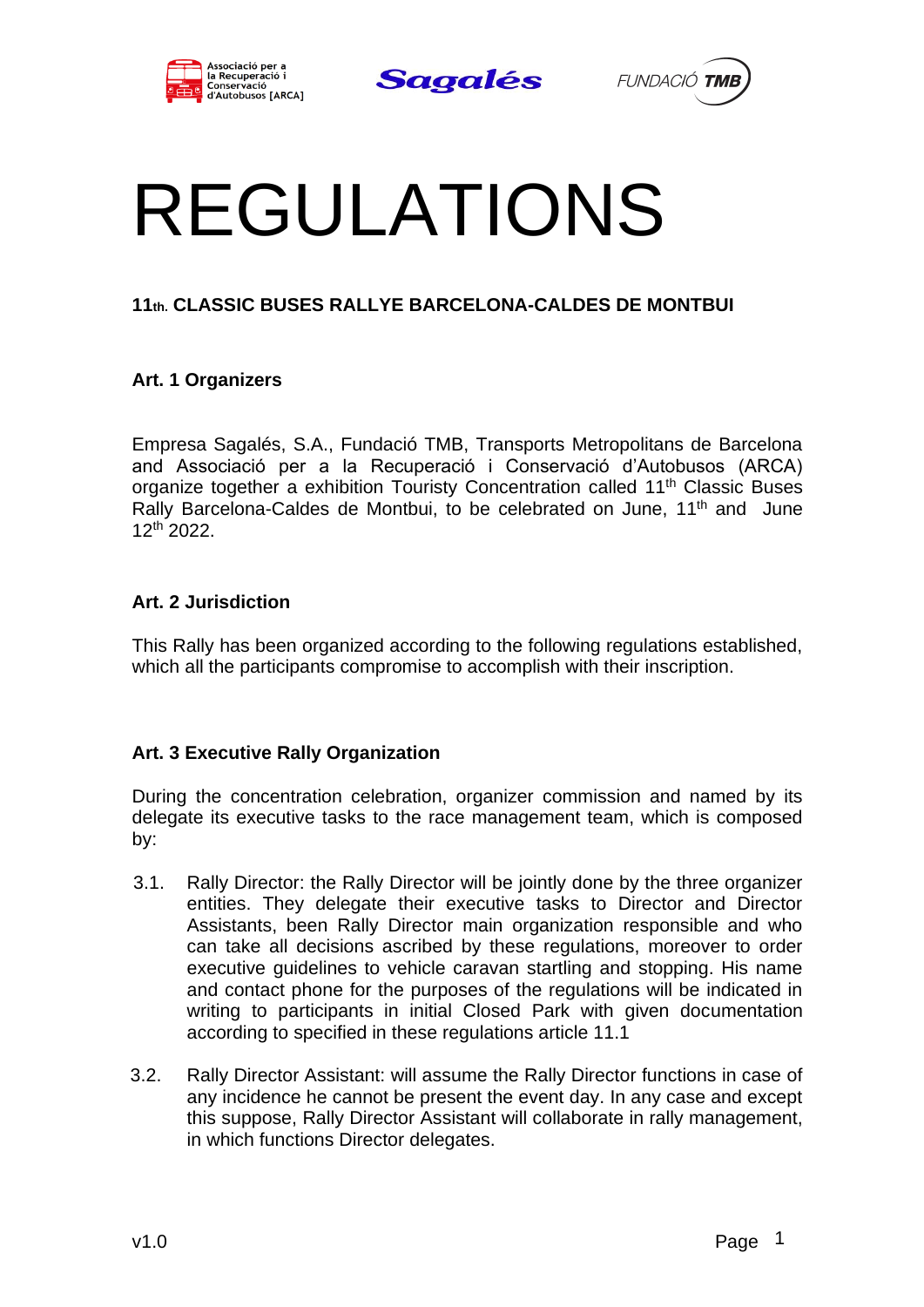# REGULATIONS

**11th. CLASSIC BUSES RALLYE BARCELONA-CALDES DE MONTBUI**

## Art. 1 Organizers

Empresa Sagalés, S.A., Fundació TMB, Transports Metropolitans de Barcelona and Associació per a la Recuperació i Conservació d'Autobusos (ARCA) organize together a exhibition Touristy Concentration called 11th Classic Buses Rally Barcelona-Caldes de Montbui, to be celebrated on June, 11th and June 12th 2022.

## Art. 2 Jurisdiction

This Rally has been organized according to the following regulations established, which all the participants compromise to accomplish with their inscription.

## Art. 3 Executive Rally Organization

During the concentration celebration, organizer commission and named by its delegate its executive tasks to the race management team, which is composed by:

3.1. Rally Director: the Rally Director will be jointly done by the three organizer entities. They delegate their executive tasks to Director and Director Assistants, been Rally Director main organization responsible and who can take all decisions ascribed by these regulations, moreover to order executive guidelines to vehicle caravan startling and stopping. His name and contact phone for the purposes of the regulations will be indicated in writing to participants in initial Closed Park with given documentation according to specified in these regulations article 11.1

3.2. Rally Director Assistant: will assume the Rally Director functions in case of any incidence he cannot be present the event day. In any case and except this suppose, Rally Director Assistant will collaborate in rally management, in which functions Director delegates.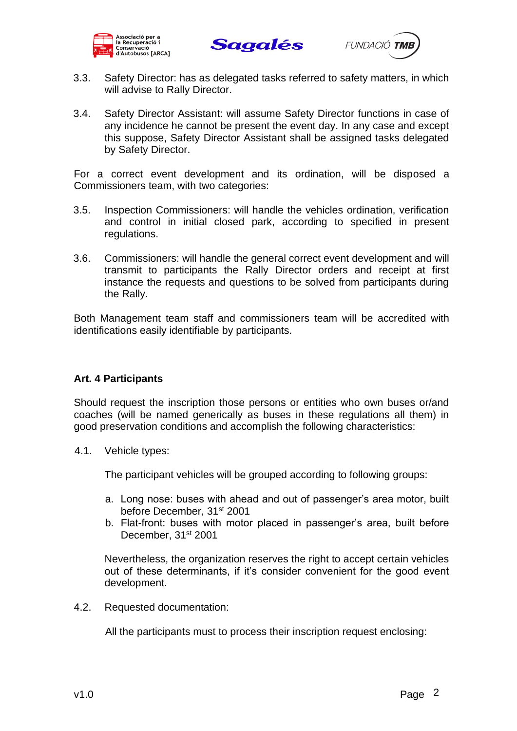3.3. Safety Director: has as delegated tasks referred to safety matters, in which will advise to Rally Director.

3.4. Safety Director Assistant: will assume Safety Director functions in case of any incidence he cannot be present the event day. In any case and except this suppose, Safety Director Assistant shall be assigned tasks delegated by Safety Director.

For a correct event development and its ordination, will be disposed a Commissioners team, with two categories:

3.5. Inspection Commissioners: will handle the vehicles ordination, verification and control in initial closed park, according to specified in present regulations.

3.6. Commissioners: will handle the general correct event development and will transmit to participants the Rally Director orders and receipt at first instance the requests and questions to be solved from participants during the Rally.

Both Management team staff and commissioners team will be accredited with identifications easily identifiable by participants.

### Art. 4 Participants

Should request the inscription those persons or entities who own buses or/and coaches (will be named generically as buses in these regulations all them) in good preservation conditions and accomplish the following characteristics:

4.1. Vehicle types:

The participant vehicles will be grouped according to following groups:

a. Long nose: buses with ahead and out of passenger's area motor, built before December, 31st 2001
b. Flat-front: buses with motor placed in passenger's area, built before December, 31st 2001

Nevertheless, the organization reserves the right to accept certain vehicles out of these determinants, if it's consider convenient for the good event development.

4.2. Requested documentation:

All the participants must to process their inscription request enclosing: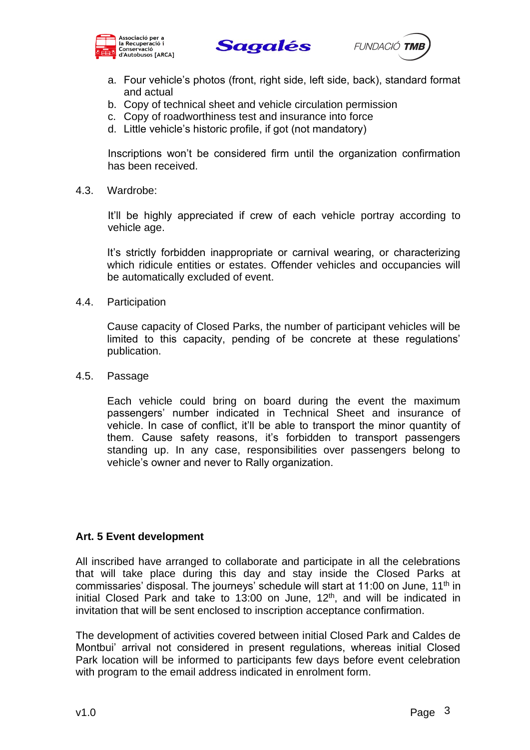a. Four vehicle's photos (front, right side, left side, back), standard format and actual
b. Copy of technical sheet and vehicle circulation permission
c. Copy of roadworthiness test and insurance into force
d. Little vehicle's historic profile, if got (not mandatory)

Inscriptions won't be considered firm until the organization confirmation has been received.

4.3. Wardrobe:

It'll be highly appreciated if crew of each vehicle portray according to vehicle age.

It's strictly forbidden inappropriate or carnival wearing, or characterizing which ridicule entities or estates. Offender vehicles and occupancies will be automatically excluded of event.

4.4. Participation

Cause capacity of Closed Parks, the number of participant vehicles will be limited to this capacity, pending of be concrete at these regulations' publication.

4.5. Passage

Each vehicle could bring on board during the event the maximum passengers' number indicated in Technical Sheet and insurance of vehicle. In case of conflict, it'll be able to transport the minor quantity of them. Cause safety reasons, it's forbidden to transport passengers standing up. In any case, responsibilities over passengers belong to vehicle's owner and never to Rally organization.

## Art. 5 Event development

All inscribed have arranged to collaborate and participate in all the celebrations that will take place during this day and stay inside the Closed Parks at commissaries' disposal. The journeys' schedule will start at 11:00 on June, 11th in initial Closed Park and take to 13:00 on June, 12th, and will be indicated in invitation that will be sent enclosed to inscription acceptance confirmation.

The development of activities covered between initial Closed Park and Caldes de Montbui' arrival not considered in present regulations, whereas initial Closed Park location will be informed to participants few days before event celebration with program to the email address indicated in enrolment form.

v1.0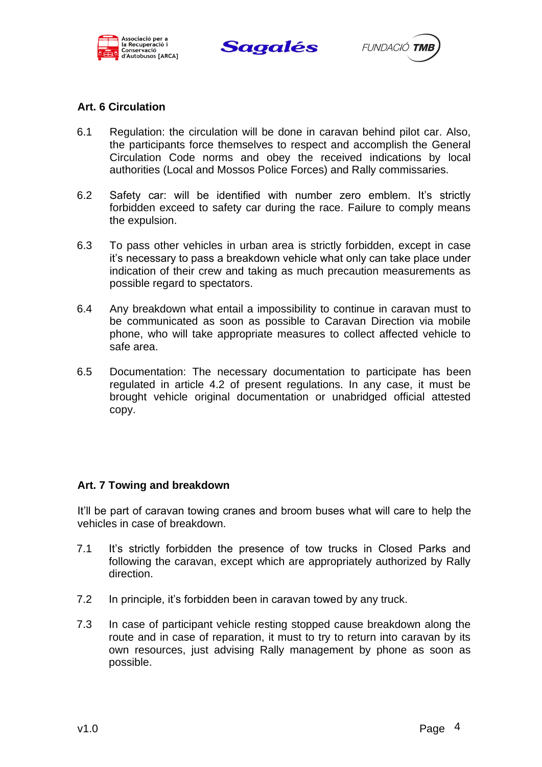### Art. 6 Circulation

6.1 Regulation: the circulation will be done in caravan behind pilot car. Also, the participants force themselves to respect and accomplish the General Circulation Code norms and obey the received indications by local authorities (Local and Mossos Police Forces) and Rally commissaries.

6.2 Safety car: will be identified with number zero emblem. It's strictly forbidden exceed to safety car during the race. Failure to comply means the expulsion.

6.3 To pass other vehicles in urban area is strictly forbidden, except in case it's necessary to pass a breakdown vehicle what only can take place under indication of their crew and taking as much precaution measurements as possible regard to spectators.

6.4 Any breakdown what entail a impossibility to continue in caravan must to be communicated as soon as possible to Caravan Direction via mobile phone, who will take appropriate measures to collect affected vehicle to safe area.

6.5 Documentation: The necessary documentation to participate has been regulated in article 4.2 of present regulations. In any case, it must be brought vehicle original documentation or unabridged official attested copy.

### Art. 7 Towing and breakdown

It'll be part of caravan towing cranes and broom buses what will care to help the vehicles in case of breakdown.

7.1 It's strictly forbidden the presence of tow trucks in Closed Parks and following the caravan, except which are appropriately authorized by Rally direction.

7.2 In principle, it's forbidden been in caravan towed by any truck.

7.3 In case of participant vehicle resting stopped cause breakdown along the route and in case of reparation, it must to try to return into caravan by its own resources, just advising Rally management by phone as soon as possible.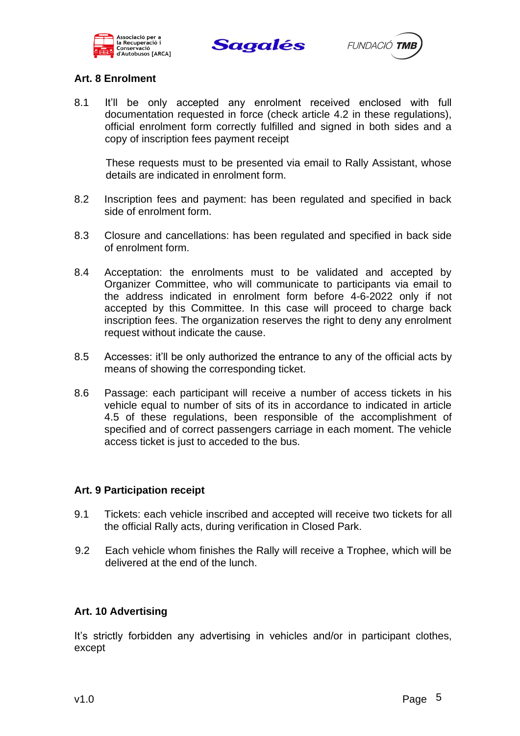## Art. 8 Enrolment

8.1 It'll be only accepted any enrolment received enclosed with full documentation requested in force (check article 4.2 in these regulations), official enrolment form correctly fulfilled and signed in both sides and a copy of inscription fees payment receipt

These requests must to be presented via email to Rally Assistant, whose details are indicated in enrolment form.

8.2 Inscription fees and payment: has been regulated and specified in back side of enrolment form.

8.3 Closure and cancellations: has been regulated and specified in back side of enrolment form.

8.4 Acceptation: the enrolments must to be validated and accepted by Organizer Committee, who will communicate to participants via email to the address indicated in enrolment form before 4-6-2022 only if not accepted by this Committee. In this case will proceed to charge back inscription fees. The organization reserves the right to deny any enrolment request without indicate the cause.

8.5 Accesses: it'll be only authorized the entrance to any of the official acts by means of showing the corresponding ticket.

8.6 Passage: each participant will receive a number of access tickets in his vehicle equal to number of sits of its in accordance to indicated in article 4.5 of these regulations, been responsible of the accomplishment of specified and of correct passengers carriage in each moment. The vehicle access ticket is just to acceded to the bus.

## Art. 9 Participation receipt

9.1 Tickets: each vehicle inscribed and accepted will receive two tickets for all the official Rally acts, during verification in Closed Park.

9.2 Each vehicle whom finishes the Rally will receive a Trophee, which will be delivered at the end of the lunch.

## Art. 10 Advertising

It's strictly forbidden any advertising in vehicles and/or in participant clothes, except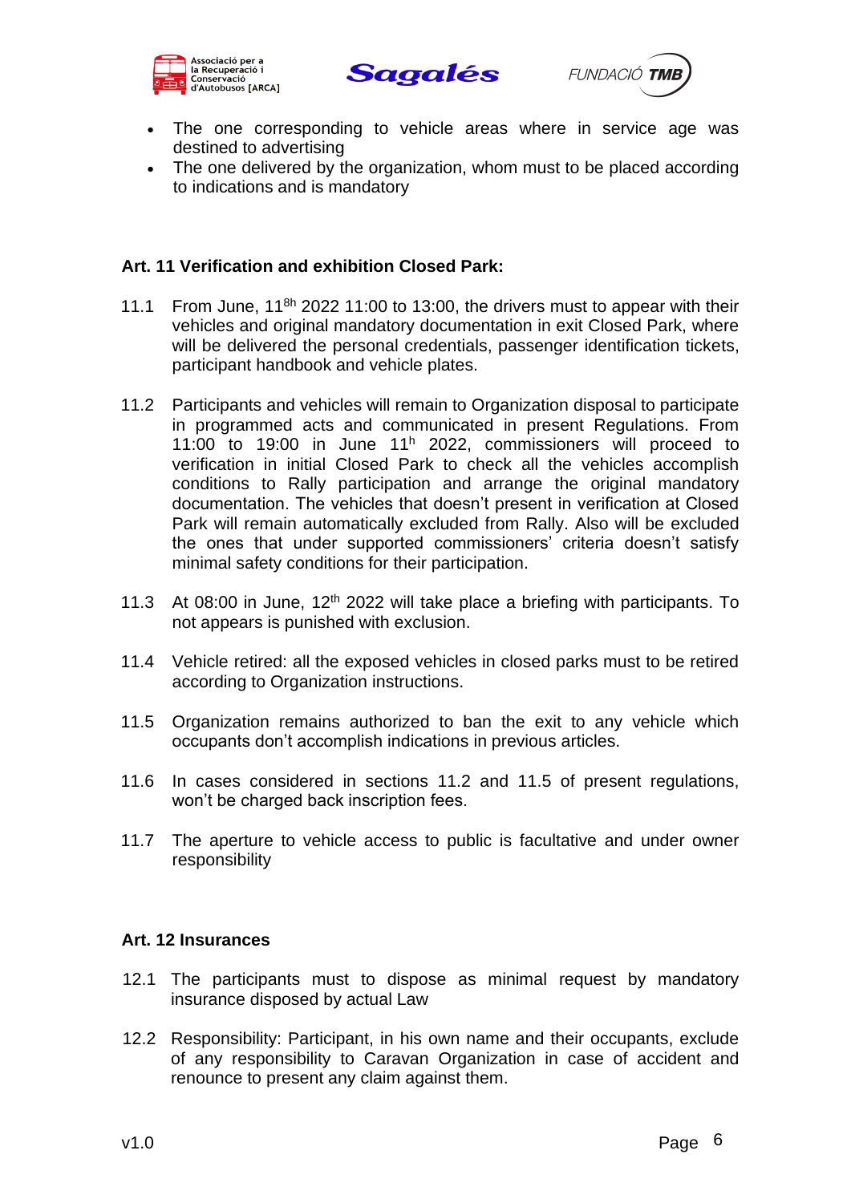- The one corresponding to vehicle areas where in service age was destined to advertising
- The one delivered by the organization, whom must to be placed according to indications and is mandatory

### Art. 11 Verification and exhibition Closed Park:

11.1 From June, 11[8h] 2022 11:00 to 13:00, the drivers must to appear with their vehicles and original mandatory documentation in exit Closed Park, where will be delivered the personal credentials, passenger identification tickets, participant handbook and vehicle plates.

11.2 Participants and vehicles will remain to Organization disposal to participate in programmed acts and communicated in present Regulations. From 11:00 to 19:00 in June 11[h] 2022, commissioners will proceed to verification in initial Closed Park to check all the vehicles accomplish conditions to Rally participation and arrange the original mandatory documentation. The vehicles that doesn't present in verification at Closed Park will remain automatically excluded from Rally. Also will be excluded the ones that under supported commissioners' criteria doesn't satisfy minimal safety conditions for their participation.

11.3 At 08:00 in June, 12[th] 2022 will take place a briefing with participants. To not appears is punished with exclusion.

11.4 Vehicle retired: all the exposed vehicles in closed parks must to be retired according to Organization instructions.

11.5 Organization remains authorized to ban the exit to any vehicle which occupants don't accomplish indications in previous articles.

11.6 In cases considered in sections 11.2 and 11.5 of present regulations, won't be charged back inscription fees.

11.7 The aperture to vehicle access to public is facultative and under owner responsibility

### Art. 12 Insurances

12.1 The participants must to dispose as minimal request by mandatory insurance disposed by actual Law

12.2 Responsibility: Participant, in his own name and their occupants, exclude of any responsibility to Caravan Organization in case of accident and renounce to present any claim against them.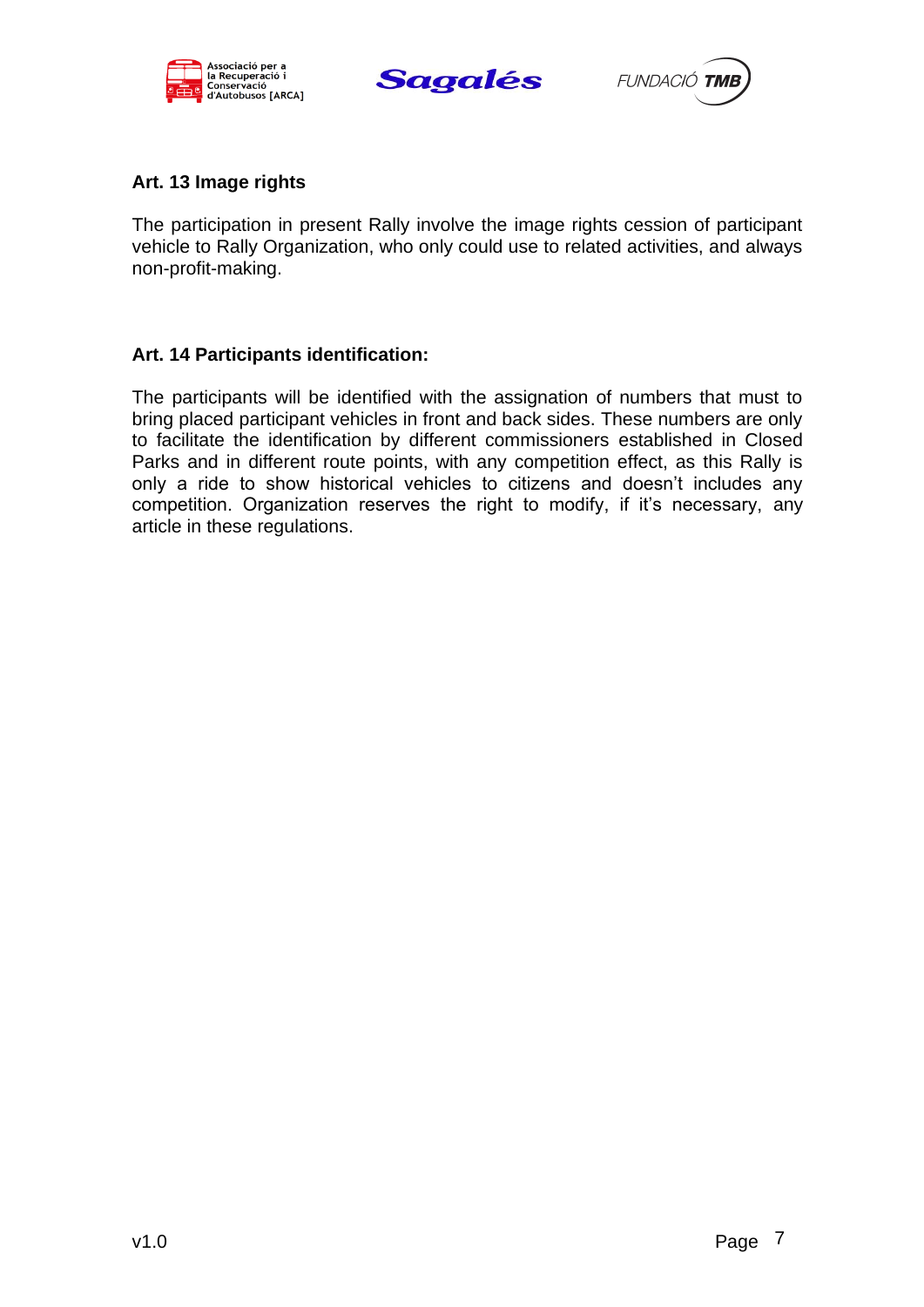**Art. 13 Image rights**

The participation in present Rally involve the image rights cession of participant vehicle to Rally Organization, who only could use to related activities, and always non-profit-making.

**Art. 14 Participants identification:**

The participants will be identified with the assignation of numbers that must to bring placed participant vehicles in front and back sides. These numbers are only to facilitate the identification by different commissioners established in Closed Parks and in different route points, with any competition effect, as this Rally is only a ride to show historical vehicles to citizens and doesn't includes any competition. Organization reserves the right to modify, if it's necessary, any article in these regulations.